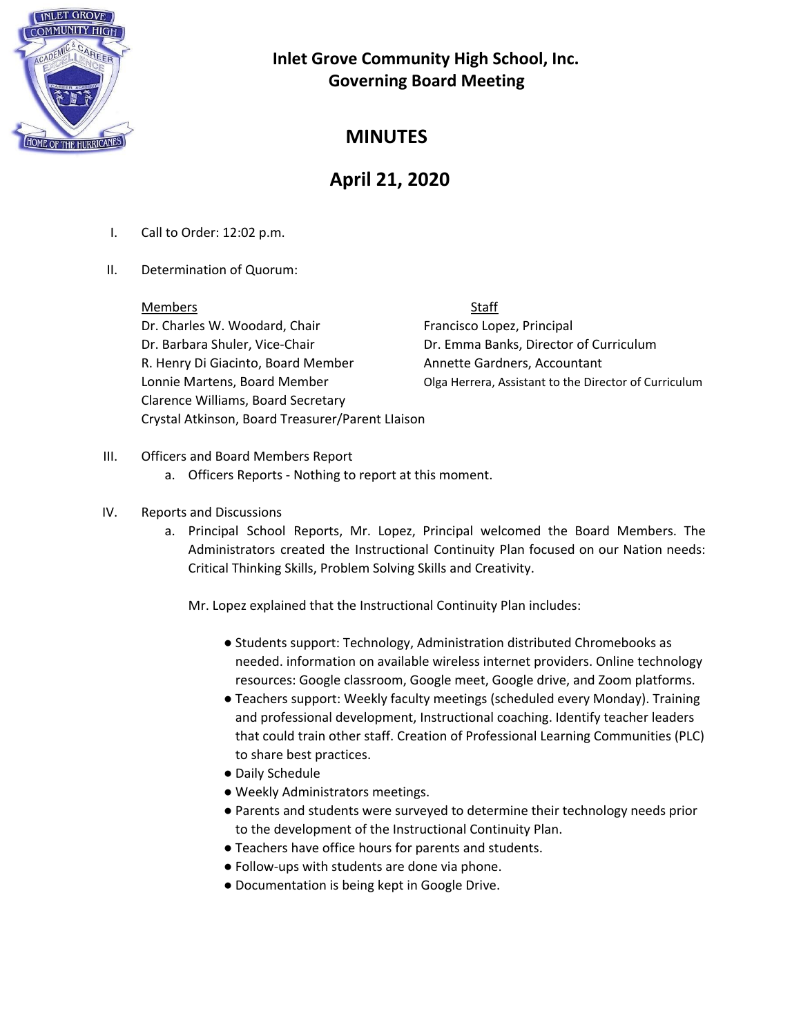# Inlet Grove Community High School, Inc.
## Governing Board Meeting

## MINUTES

## April 21, 2020

I. Call to Order: 12:02 p.m.

II. Determination of Quorum:

| Members | Staff |
|---|---|
| Dr. Charles W. Woodard, Chair | Francisco Lopez, Principal |
| Dr. Barbara Shuler, Vice-Chair | Dr. Emma Banks, Director of Curriculum |
| R. Henry Di Giacinto, Board Member | Annette Gardners, Accountant |
| Lonnie Martens, Board Member | Olga Herrera, Assistant to the Director of Curriculum |
| Clarence Williams, Board Secretary | |
| Crystal Atkinson, Board Treasurer/Parent LIaison | |

III. Officers and Board Members Report
   a. Officers Reports - Nothing to report at this moment.

IV. Reports and Discussions
   a. Principal School Reports, Mr. Lopez, Principal welcomed the Board Members. The Administrators created the Instructional Continuity Plan focused on our Nation needs: Critical Thinking Skills, Problem Solving Skills and Creativity.

      Mr. Lopez explained that the Instructional Continuity Plan includes:

      - Students support: Technology, Administration distributed Chromebooks as needed. information on available wireless internet providers. Online technology resources: Google classroom, Google meet, Google drive, and Zoom platforms.
      - Teachers support: Weekly faculty meetings (scheduled every Monday). Training and professional development, Instructional coaching. Identify teacher leaders that could train other staff. Creation of Professional Learning Communities (PLC) to share best practices.
      - Daily Schedule
      - Weekly Administrators meetings.
      - Parents and students were surveyed to determine their technology needs prior to the development of the Instructional Continuity Plan.
      - Teachers have office hours for parents and students.
      - Follow-ups with students are done via phone.
      - Documentation is being kept in Google Drive.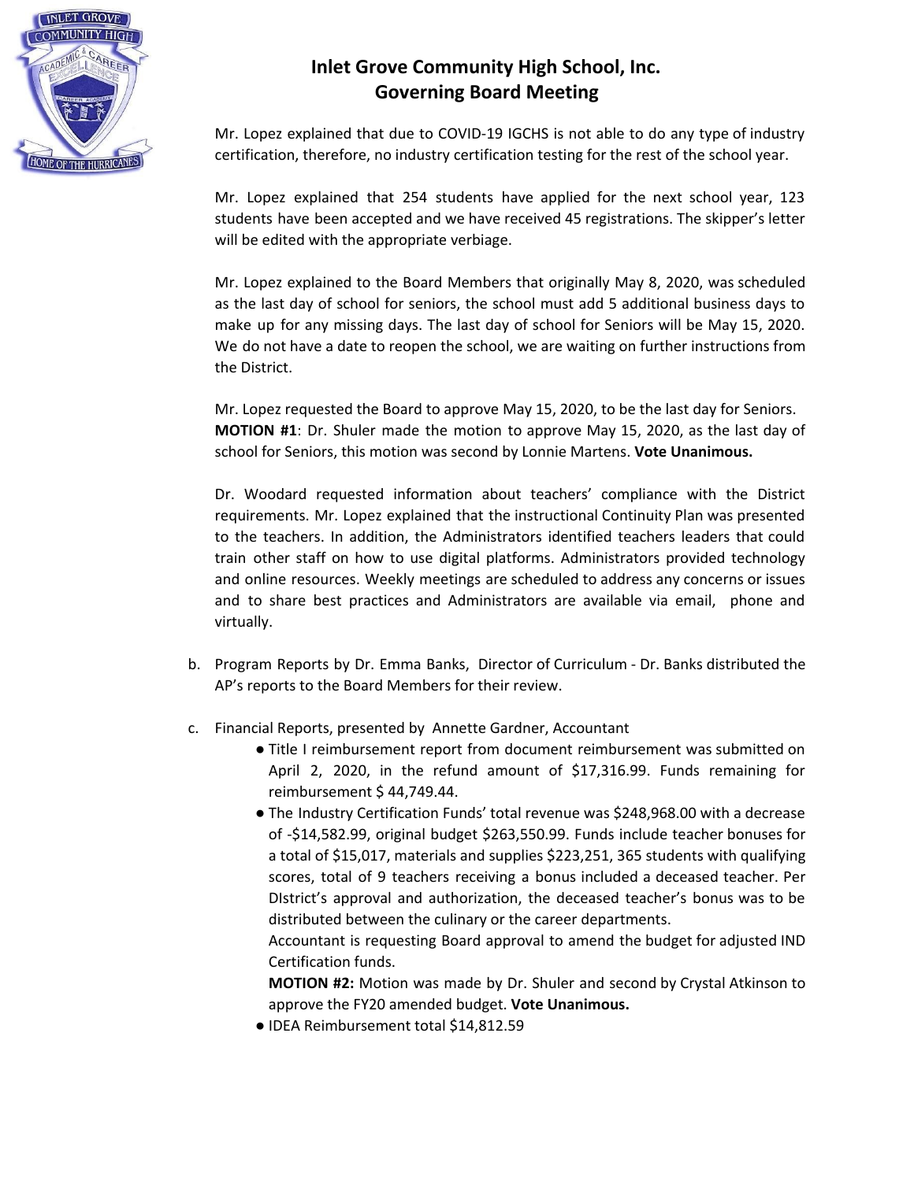**Inlet Grove Community High School, Inc.**
**Governing Board Meeting**

Mr. Lopez explained that due to COVID-19 IGCHS is not able to do any type of industry certification, therefore, no industry certification testing for the rest of the school year.

Mr. Lopez explained that 254 students have applied for the next school year, 123 students have been accepted and we have received 45 registrations. The skipper's letter will be edited with the appropriate verbiage.

Mr. Lopez explained to the Board Members that originally May 8, 2020, was scheduled as the last day of school for seniors, the school must add 5 additional business days to make up for any missing days. The last day of school for Seniors will be May 15, 2020. We do not have a date to reopen the school, we are waiting on further instructions from the District.

Mr. Lopez requested the Board to approve May 15, 2020, to be the last day for Seniors. **MOTION #1**: Dr. Shuler made the motion to approve May 15, 2020, as the last day of school for Seniors, this motion was second by Lonnie Martens. **Vote Unanimous.**

Dr. Woodard requested information about teachers' compliance with the District requirements. Mr. Lopez explained that the instructional Continuity Plan was presented to the teachers. In addition, the Administrators identified teachers leaders that could train other staff on how to use digital platforms. Administrators provided technology and online resources. Weekly meetings are scheduled to address any concerns or issues and to share best practices and Administrators are available via email, phone and virtually.

b. Program Reports by Dr. Emma Banks, Director of Curriculum - Dr. Banks distributed the AP's reports to the Board Members for their review.

c. Financial Reports, presented by Annette Gardner, Accountant
   - Title I reimbursement report from document reimbursement was submitted on April 2, 2020, in the refund amount of $17,316.99. Funds remaining for reimbursement $ 44,749.44.
   - The Industry Certification Funds' total revenue was $248,968.00 with a decrease of -$14,582.99, original budget $263,550.99. Funds include teacher bonuses for a total of $15,017, materials and supplies $223,251, 365 students with qualifying scores, total of 9 teachers receiving a bonus included a deceased teacher. Per DIstrict's approval and authorization, the deceased teacher's bonus was to be distributed between the culinary or the career departments.

     Accountant is requesting Board approval to amend the budget for adjusted IND Certification funds.

     **MOTION #2:** Motion was made by Dr. Shuler and second by Crystal Atkinson to approve the FY20 amended budget. **Vote Unanimous.**
   - IDEA Reimbursement total $14,812.59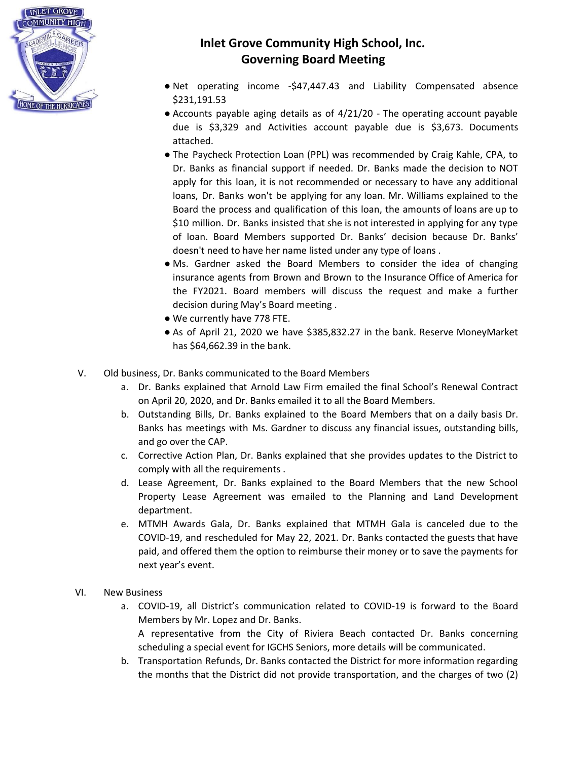# Inlet Grove Community High School, Inc.
## Governing Board Meeting

- Net operating income -$47,447.43 and Liability Compensated absence $231,191.53
- Accounts payable aging details as of 4/21/20 - The operating account payable due is $3,329 and Activities account payable due is $3,673. Documents attached.
- The Paycheck Protection Loan (PPL) was recommended by Craig Kahle, CPA, to Dr. Banks as financial support if needed. Dr. Banks made the decision to NOT apply for this loan, it is not recommended or necessary to have any additional loans, Dr. Banks won't be applying for any loan. Mr. Williams explained to the Board the process and qualification of this loan, the amounts of loans are up to $10 million. Dr. Banks insisted that she is not interested in applying for any type of loan. Board Members supported Dr. Banks' decision because Dr. Banks' doesn't need to have her name listed under any type of loans .
- Ms. Gardner asked the Board Members to consider the idea of changing insurance agents from Brown and Brown to the Insurance Office of America for the FY2021. Board members will discuss the request and make a further decision during May's Board meeting .
- We currently have 778 FTE.
- As of April 21, 2020 we have $385,832.27 in the bank. Reserve MoneyMarket has $64,662.39 in the bank.

V. Old business, Dr. Banks communicated to the Board Members

a. Dr. Banks explained that Arnold Law Firm emailed the final School's Renewal Contract on April 20, 2020, and Dr. Banks emailed it to all the Board Members.

b. Outstanding Bills, Dr. Banks explained to the Board Members that on a daily basis Dr. Banks has meetings with Ms. Gardner to discuss any financial issues, outstanding bills, and go over the CAP.

c. Corrective Action Plan, Dr. Banks explained that she provides updates to the District to comply with all the requirements .

d. Lease Agreement, Dr. Banks explained to the Board Members that the new School Property Lease Agreement was emailed to the Planning and Land Development department.

e. MTMH Awards Gala, Dr. Banks explained that MTMH Gala is canceled due to the COVID-19, and rescheduled for May 22, 2021. Dr. Banks contacted the guests that have paid, and offered them the option to reimburse their money or to save the payments for next year's event.

VI. New Business

a. COVID-19, all District's communication related to COVID-19 is forward to the Board Members by Mr. Lopez and Dr. Banks.
A representative from the City of Riviera Beach contacted Dr. Banks concerning scheduling a special event for IGCHS Seniors, more details will be communicated.

b. Transportation Refunds, Dr. Banks contacted the District for more information regarding the months that the District did not provide transportation, and the charges of two (2)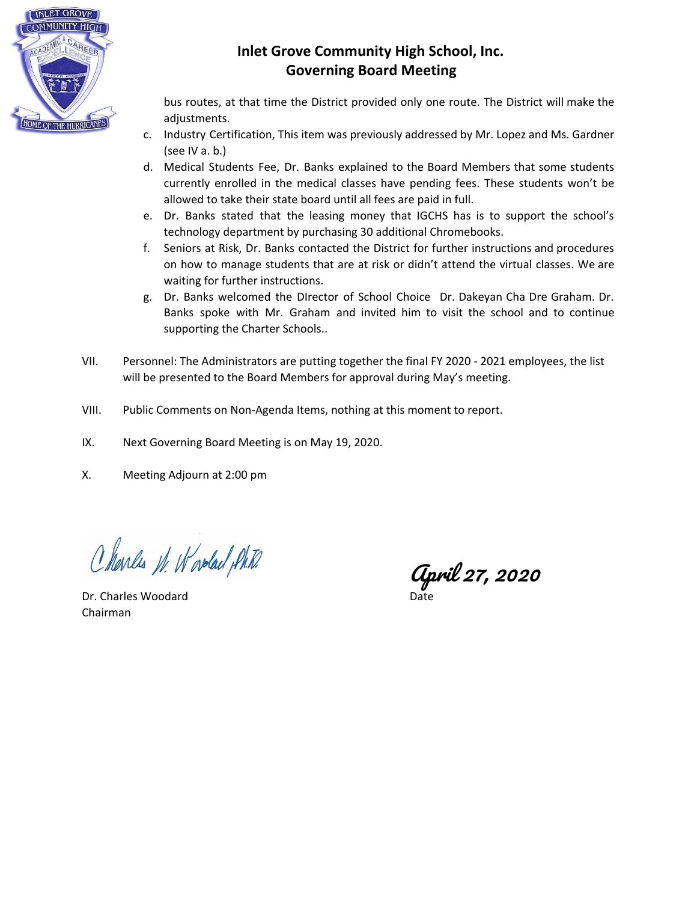# Inlet Grove Community High School, Inc.
## Governing Board Meeting

bus routes, at that time the District provided only one route. The District will make the adjustments.

c. Industry Certification, This item was previously addressed by Mr. Lopez and Ms. Gardner (see IV a. b.)
d. Medical Students Fee, Dr. Banks explained to the Board Members that some students currently enrolled in the medical classes have pending fees. These students won't be allowed to take their state board until all fees are paid in full.
e. Dr. Banks stated that the leasing money that IGCHS has is to support the school's technology department by purchasing 30 additional Chromebooks.
f. Seniors at Risk, Dr. Banks contacted the District for further instructions and procedures on how to manage students that are at risk or didn't attend the virtual classes. We are waiting for further instructions.
g. Dr. Banks welcomed the DIrector of School Choice Dr. Dakeyan Cha Dre Graham. Dr. Banks spoke with Mr. Graham and invited him to visit the school and to continue supporting the Charter Schools..

VII. Personnel: The Administrators are putting together the final FY 2020 - 2021 employees, the list will be presented to the Board Members for approval during May's meeting.

VIII. Public Comments on Non-Agenda Items, nothing at this moment to report.

IX. Next Governing Board Meeting is on May 19, 2020.

X. Meeting Adjourn at 2:00 pm

Charles W. Woodard Ph.D.

Dr. Charles Woodard
Chairman

April 27, 2020
Date